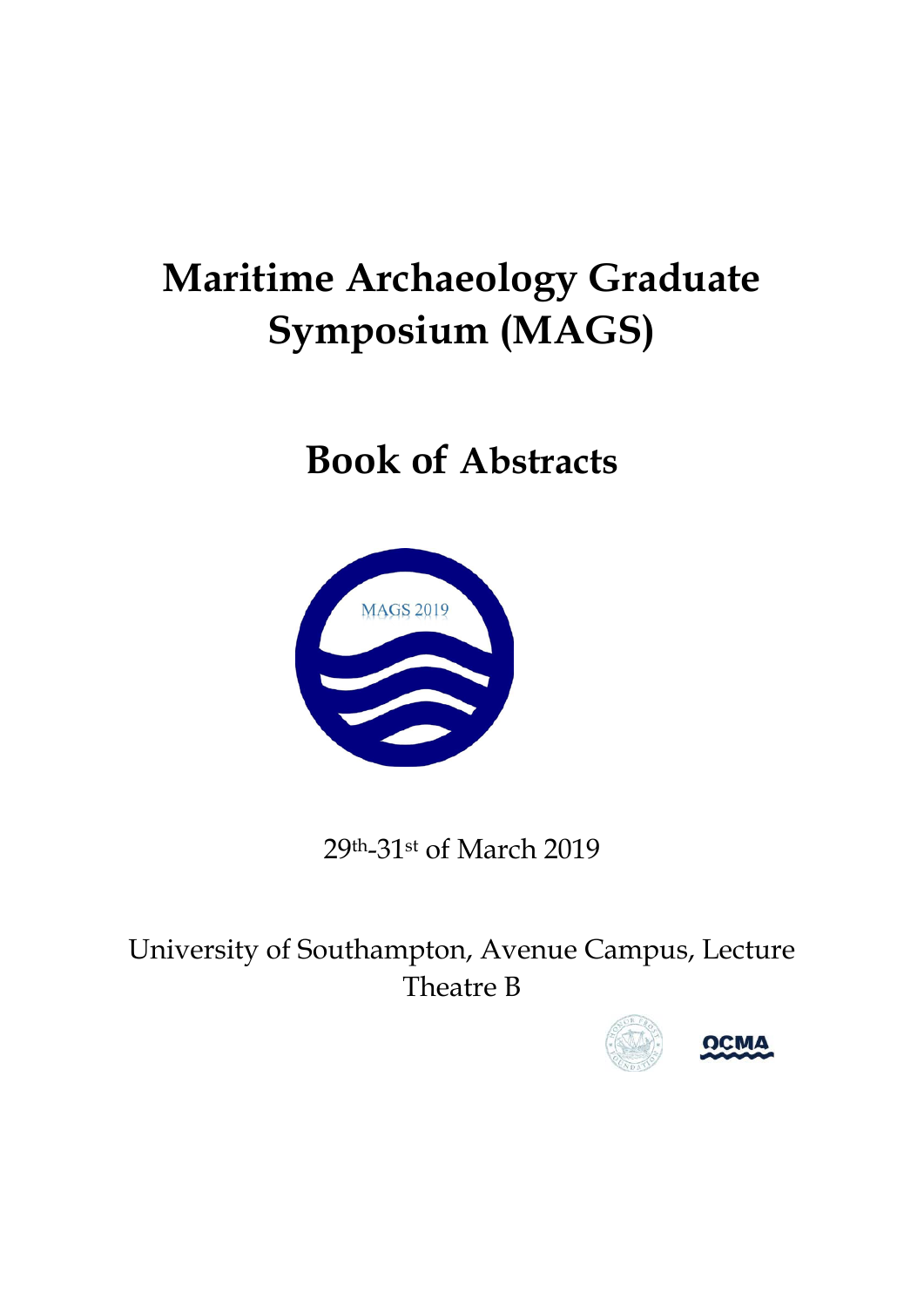# Maritime Archaeology Graduate Symposium (MAGS)

## Book of Abstracts

MAGS 2019

29th-31st of March 2019

University of Southampton, Avenue Campus, Lecture Theatre B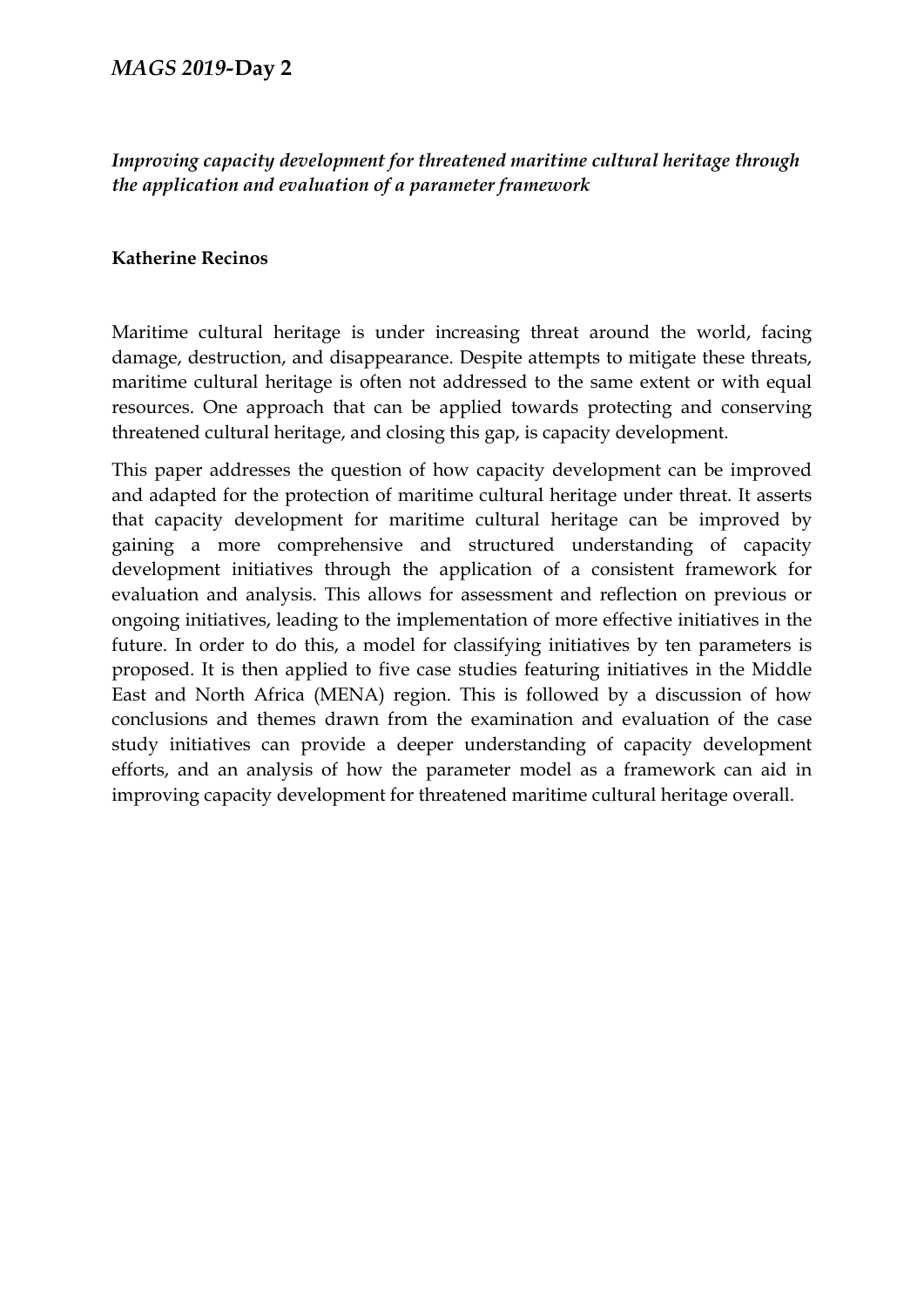*Improving capacity development for threatened maritime cultural heritage through the application and evaluation of a parameter framework*

**Katherine Recinos**

Maritime cultural heritage is under increasing threat around the world, facing damage, destruction, and disappearance. Despite attempts to mitigate these threats, maritime cultural heritage is often not addressed to the same extent or with equal resources. One approach that can be applied towards protecting and conserving threatened cultural heritage, and closing this gap, is capacity development.

This paper addresses the question of how capacity development can be improved and adapted for the protection of maritime cultural heritage under threat. It asserts that capacity development for maritime cultural heritage can be improved by gaining a more comprehensive and structured understanding of capacity development initiatives through the application of a consistent framework for evaluation and analysis. This allows for assessment and reflection on previous or ongoing initiatives, leading to the implementation of more effective initiatives in the future. In order to do this, a model for classifying initiatives by ten parameters is proposed. It is then applied to five case studies featuring initiatives in the Middle East and North Africa (MENA) region. This is followed by a discussion of how conclusions and themes drawn from the examination and evaluation of the case study initiatives can provide a deeper understanding of capacity development efforts, and an analysis of how the parameter model as a framework can aid in improving capacity development for threatened maritime cultural heritage overall.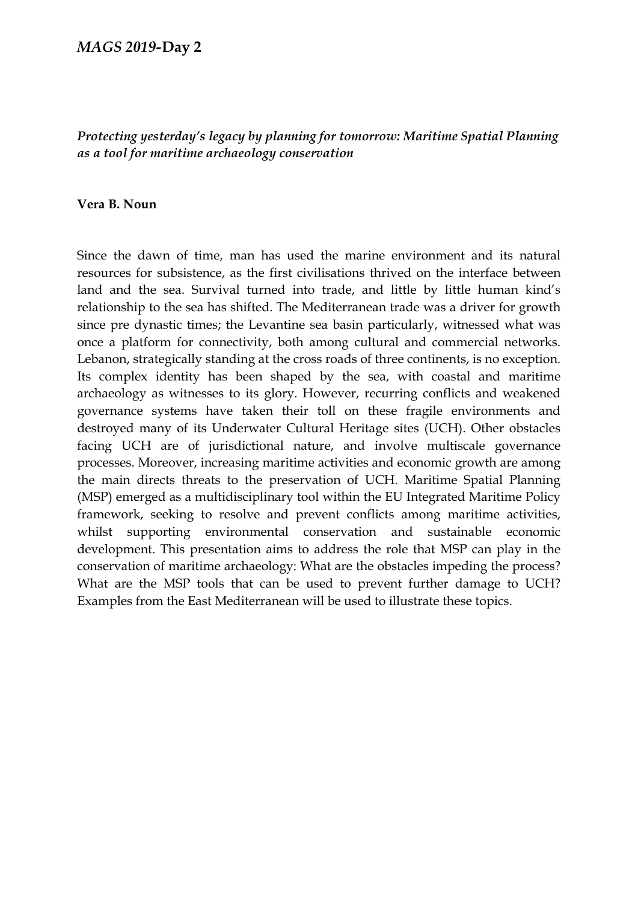*Protecting yesterday's legacy by planning for tomorrow: Maritime Spatial Planning as a tool for maritime archaeology conservation*

**Vera B. Noun**

Since the dawn of time, man has used the marine environment and its natural resources for subsistence, as the first civilisations thrived on the interface between land and the sea. Survival turned into trade, and little by little human kind's relationship to the sea has shifted. The Mediterranean trade was a driver for growth since pre dynastic times; the Levantine sea basin particularly, witnessed what was once a platform for connectivity, both among cultural and commercial networks. Lebanon, strategically standing at the cross roads of three continents, is no exception. Its complex identity has been shaped by the sea, with coastal and maritime archaeology as witnesses to its glory. However, recurring conflicts and weakened governance systems have taken their toll on these fragile environments and destroyed many of its Underwater Cultural Heritage sites (UCH). Other obstacles facing UCH are of jurisdictional nature, and involve multiscale governance processes. Moreover, increasing maritime activities and economic growth are among the main directs threats to the preservation of UCH. Maritime Spatial Planning (MSP) emerged as a multidisciplinary tool within the EU Integrated Maritime Policy framework, seeking to resolve and prevent conflicts among maritime activities, whilst supporting environmental conservation and sustainable economic development. This presentation aims to address the role that MSP can play in the conservation of maritime archaeology: What are the obstacles impeding the process? What are the MSP tools that can be used to prevent further damage to UCH? Examples from the East Mediterranean will be used to illustrate these topics.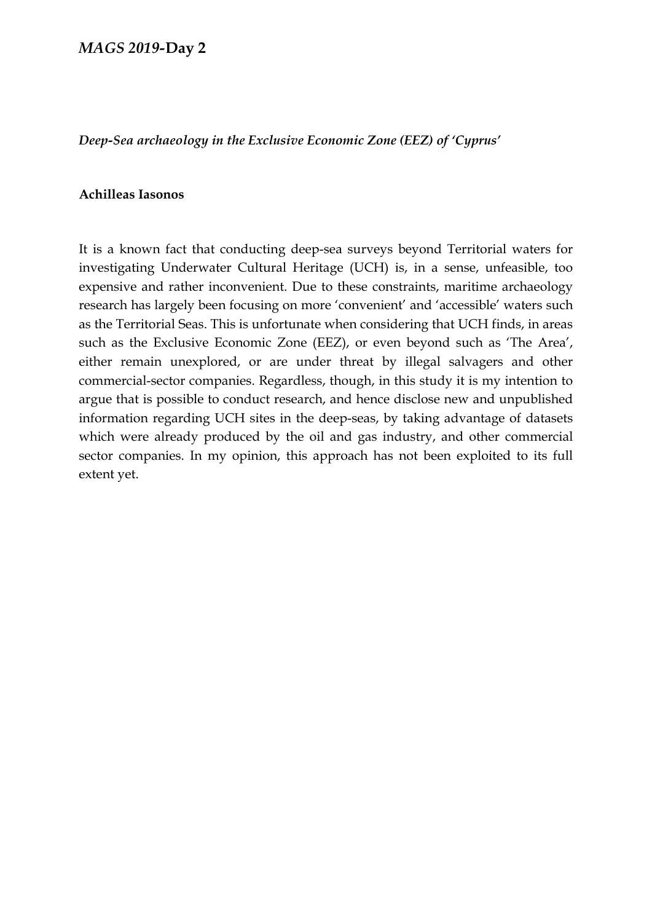*Deep-Sea archaeology in the Exclusive Economic Zone (EEZ) of 'Cyprus'*

**Achilleas Iasonos**

It is a known fact that conducting deep-sea surveys beyond Territorial waters for investigating Underwater Cultural Heritage (UCH) is, in a sense, unfeasible, too expensive and rather inconvenient. Due to these constraints, maritime archaeology research has largely been focusing on more 'convenient' and 'accessible' waters such as the Territorial Seas. This is unfortunate when considering that UCH finds, in areas such as the Exclusive Economic Zone (EEZ), or even beyond such as 'The Area', either remain unexplored, or are under threat by illegal salvagers and other commercial-sector companies. Regardless, though, in this study it is my intention to argue that is possible to conduct research, and hence disclose new and unpublished information regarding UCH sites in the deep-seas, by taking advantage of datasets which were already produced by the oil and gas industry, and other commercial sector companies. In my opinion, this approach has not been exploited to its full extent yet.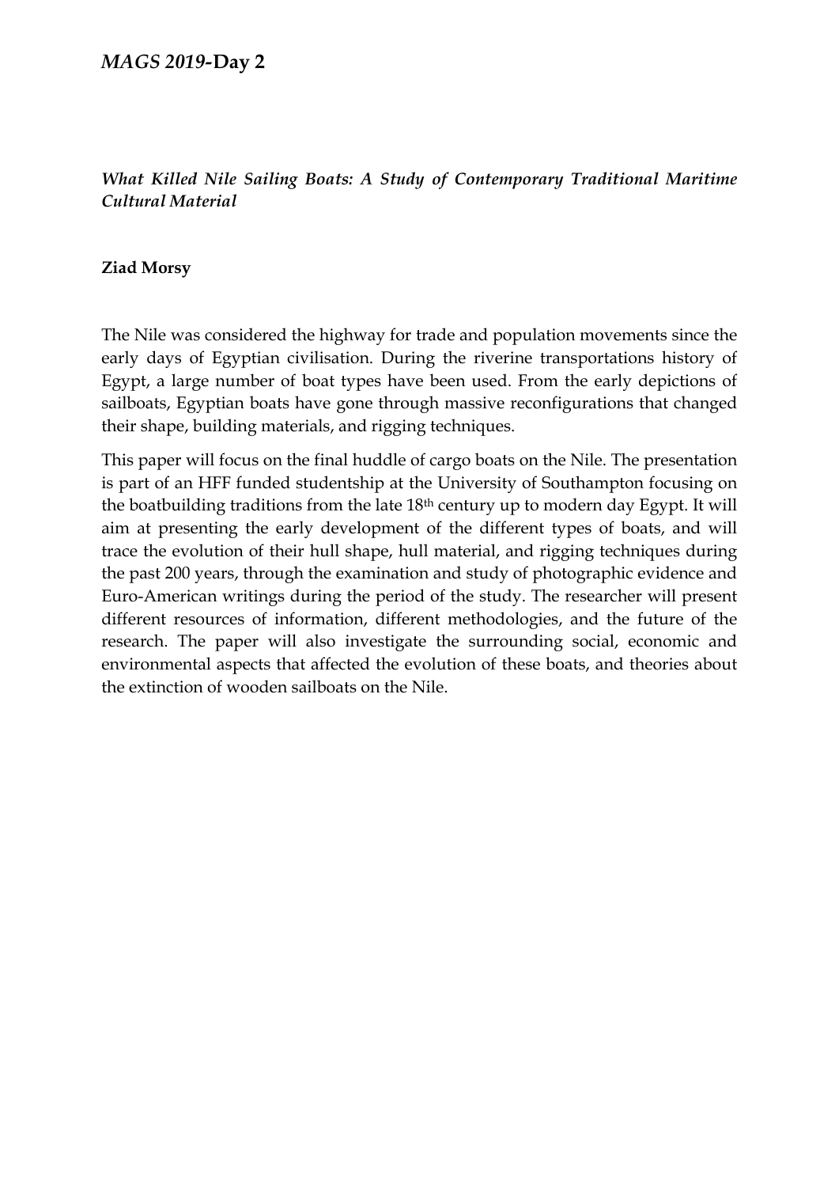*What Killed Nile Sailing Boats: A Study of Contemporary Traditional Maritime Cultural Material*

**Ziad Morsy**

The Nile was considered the highway for trade and population movements since the early days of Egyptian civilisation. During the riverine transportations history of Egypt, a large number of boat types have been used. From the early depictions of sailboats, Egyptian boats have gone through massive reconfigurations that changed their shape, building materials, and rigging techniques.

This paper will focus on the final huddle of cargo boats on the Nile. The presentation is part of an HFF funded studentship at the University of Southampton focusing on the boatbuilding traditions from the late 18th century up to modern day Egypt. It will aim at presenting the early development of the different types of boats, and will trace the evolution of their hull shape, hull material, and rigging techniques during the past 200 years, through the examination and study of photographic evidence and Euro-American writings during the period of the study. The researcher will present different resources of information, different methodologies, and the future of the research. The paper will also investigate the surrounding social, economic and environmental aspects that affected the evolution of these boats, and theories about the extinction of wooden sailboats on the Nile.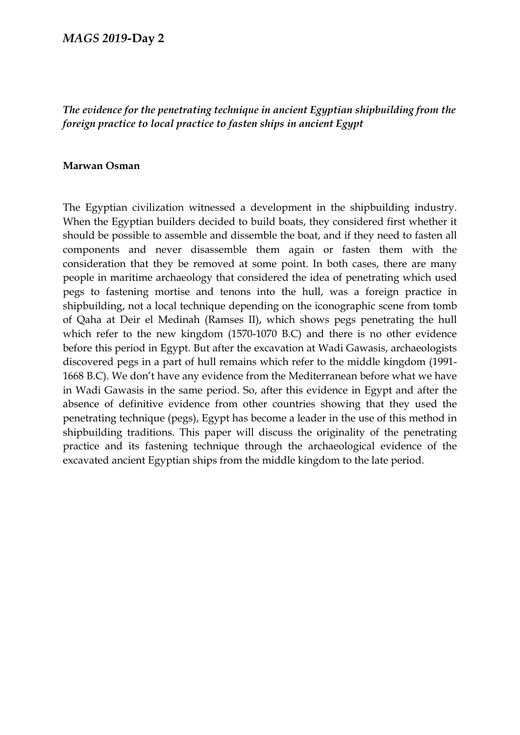*MAGS 2019*-**Day 2**

***The evidence for the penetrating technique in ancient Egyptian shipbuilding from the foreign practice to local practice to fasten ships in ancient Egypt***

**Marwan Osman**

The Egyptian civilization witnessed a development in the shipbuilding industry. When the Egyptian builders decided to build boats, they considered first whether it should be possible to assemble and dissemble the boat, and if they need to fasten all components and never disassemble them again or fasten them with the consideration that they be removed at some point. In both cases, there are many people in maritime archaeology that considered the idea of penetrating which used pegs to fastening mortise and tenons into the hull, was a foreign practice in shipbuilding, not a local technique depending on the iconographic scene from tomb of Qaha at Deir el Medinah (Ramses II), which shows pegs penetrating the hull which refer to the new kingdom (1570-1070 B.C) and there is no other evidence before this period in Egypt. But after the excavation at Wadi Gawasis, archaeologists discovered pegs in a part of hull remains which refer to the middle kingdom (1991-1668 B.C). We don't have any evidence from the Mediterranean before what we have in Wadi Gawasis in the same period. So, after this evidence in Egypt and after the absence of definitive evidence from other countries showing that they used the penetrating technique (pegs), Egypt has become a leader in the use of this method in shipbuilding traditions. This paper will discuss the originality of the penetrating practice and its fastening technique through the archaeological evidence of the excavated ancient Egyptian ships from the middle kingdom to the late period.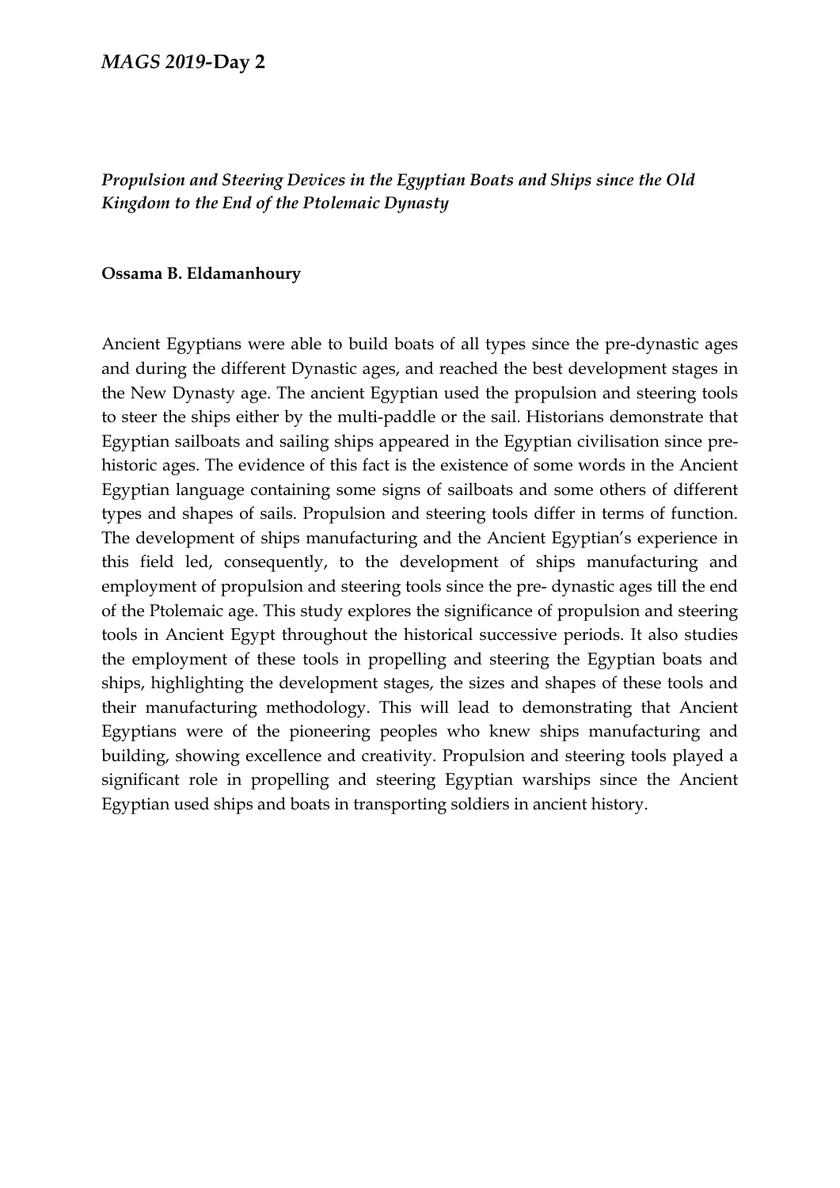*Propulsion and Steering Devices in the Egyptian Boats and Ships since the Old Kingdom to the End of the Ptolemaic Dynasty*

**Ossama B. Eldamanhoury**

Ancient Egyptians were able to build boats of all types since the pre-dynastic ages and during the different Dynastic ages, and reached the best development stages in the New Dynasty age. The ancient Egyptian used the propulsion and steering tools to steer the ships either by the multi-paddle or the sail. Historians demonstrate that Egyptian sailboats and sailing ships appeared in the Egyptian civilisation since pre-historic ages. The evidence of this fact is the existence of some words in the Ancient Egyptian language containing some signs of sailboats and some others of different types and shapes of sails. Propulsion and steering tools differ in terms of function. The development of ships manufacturing and the Ancient Egyptian's experience in this field led, consequently, to the development of ships manufacturing and employment of propulsion and steering tools since the pre- dynastic ages till the end of the Ptolemaic age. This study explores the significance of propulsion and steering tools in Ancient Egypt throughout the historical successive periods. It also studies the employment of these tools in propelling and steering the Egyptian boats and ships, highlighting the development stages, the sizes and shapes of these tools and their manufacturing methodology. This will lead to demonstrating that Ancient Egyptians were of the pioneering peoples who knew ships manufacturing and building, showing excellence and creativity. Propulsion and steering tools played a significant role in propelling and steering Egyptian warships since the Ancient Egyptian used ships and boats in transporting soldiers in ancient history.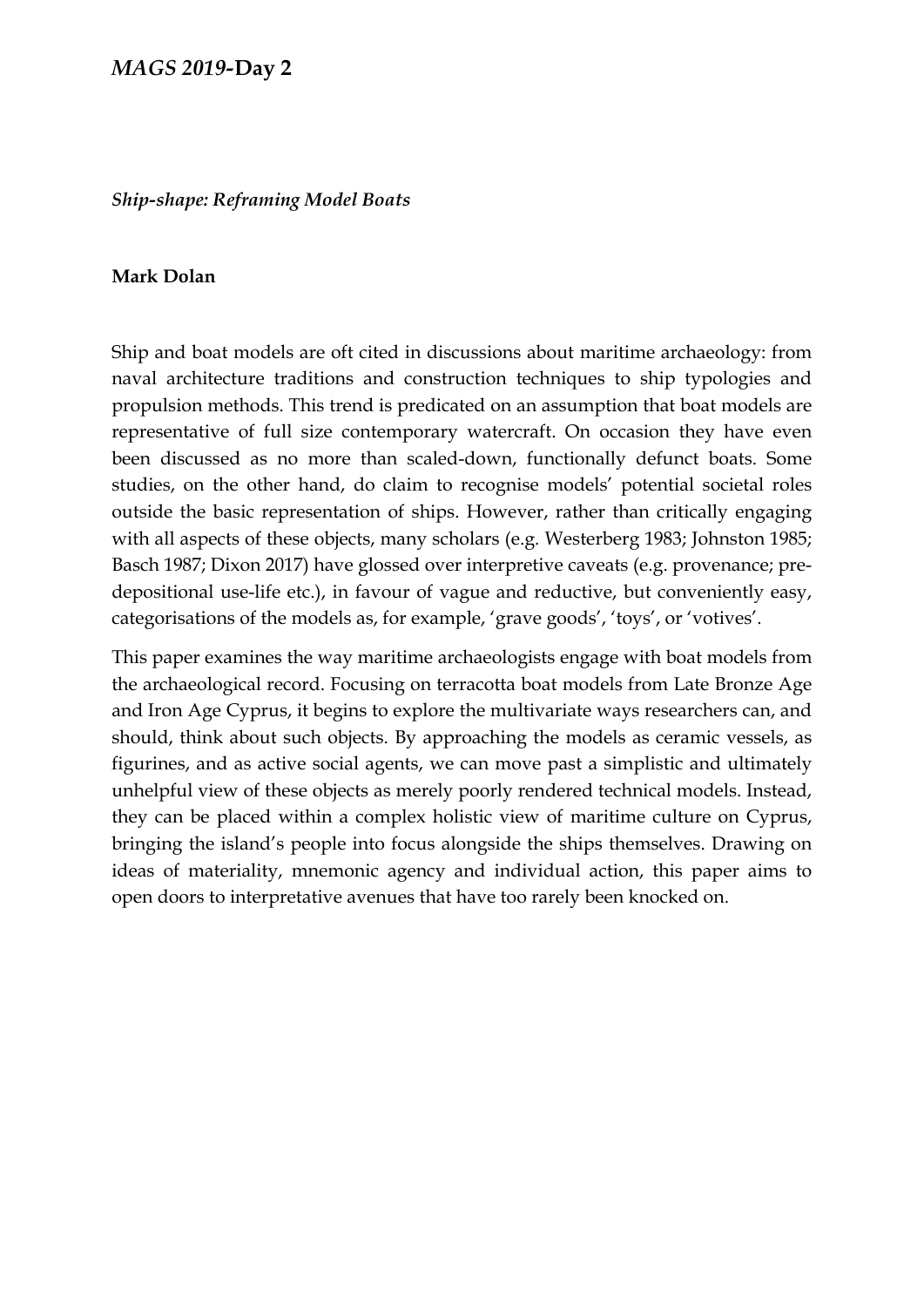*Ship-shape: Reframing Model Boats*

**Mark Dolan**

Ship and boat models are oft cited in discussions about maritime archaeology: from naval architecture traditions and construction techniques to ship typologies and propulsion methods. This trend is predicated on an assumption that boat models are representative of full size contemporary watercraft. On occasion they have even been discussed as no more than scaled-down, functionally defunct boats. Some studies, on the other hand, do claim to recognise models' potential societal roles outside the basic representation of ships. However, rather than critically engaging with all aspects of these objects, many scholars (e.g. Westerberg 1983; Johnston 1985; Basch 1987; Dixon 2017) have glossed over interpretive caveats (e.g. provenance; pre-depositional use-life etc.), in favour of vague and reductive, but conveniently easy, categorisations of the models as, for example, 'grave goods', 'toys', or 'votives'.

This paper examines the way maritime archaeologists engage with boat models from the archaeological record. Focusing on terracotta boat models from Late Bronze Age and Iron Age Cyprus, it begins to explore the multivariate ways researchers can, and should, think about such objects. By approaching the models as ceramic vessels, as figurines, and as active social agents, we can move past a simplistic and ultimately unhelpful view of these objects as merely poorly rendered technical models. Instead, they can be placed within a complex holistic view of maritime culture on Cyprus, bringing the island's people into focus alongside the ships themselves. Drawing on ideas of materiality, mnemonic agency and individual action, this paper aims to open doors to interpretative avenues that have too rarely been knocked on.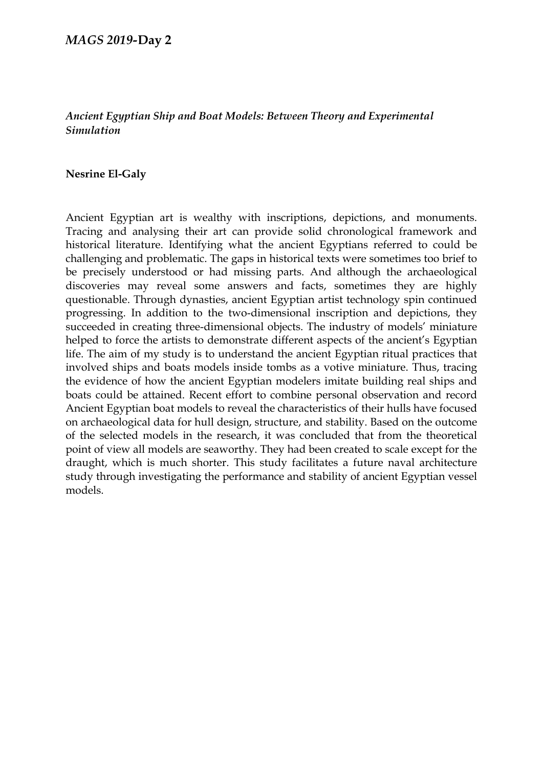*Ancient Egyptian Ship and Boat Models: Between Theory and Experimental Simulation*

**Nesrine El-Galy**

Ancient Egyptian art is wealthy with inscriptions, depictions, and monuments. Tracing and analysing their art can provide solid chronological framework and historical literature. Identifying what the ancient Egyptians referred to could be challenging and problematic. The gaps in historical texts were sometimes too brief to be precisely understood or had missing parts. And although the archaeological discoveries may reveal some answers and facts, sometimes they are highly questionable. Through dynasties, ancient Egyptian artist technology spin continued progressing. In addition to the two-dimensional inscription and depictions, they succeeded in creating three-dimensional objects. The industry of models' miniature helped to force the artists to demonstrate different aspects of the ancient's Egyptian life. The aim of my study is to understand the ancient Egyptian ritual practices that involved ships and boats models inside tombs as a votive miniature. Thus, tracing the evidence of how the ancient Egyptian modelers imitate building real ships and boats could be attained. Recent effort to combine personal observation and record Ancient Egyptian boat models to reveal the characteristics of their hulls have focused on archaeological data for hull design, structure, and stability. Based on the outcome of the selected models in the research, it was concluded that from the theoretical point of view all models are seaworthy. They had been created to scale except for the draught, which is much shorter. This study facilitates a future naval architecture study through investigating the performance and stability of ancient Egyptian vessel models.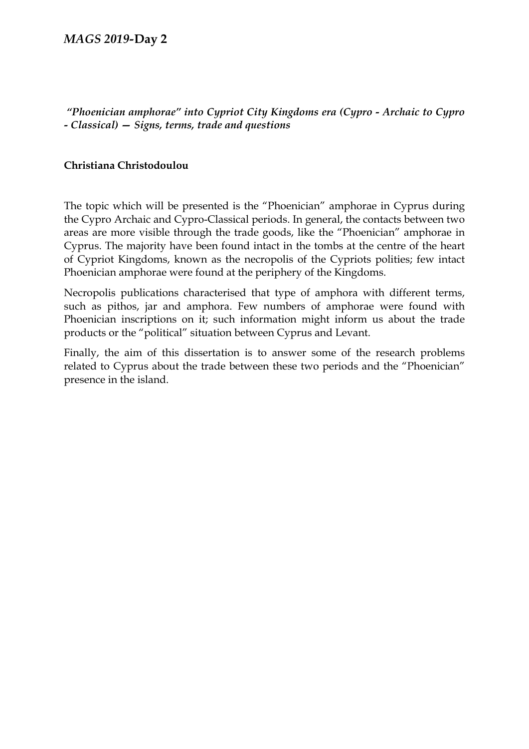*"Phoenician amphorae" into Cypriot City Kingdoms era (Cypro - Archaic to Cypro - Classical) — Signs, terms, trade and questions*

**Christiana Christodoulou**

The topic which will be presented is the "Phoenician" amphorae in Cyprus during the Cypro Archaic and Cypro-Classical periods. In general, the contacts between two areas are more visible through the trade goods, like the "Phoenician" amphorae in Cyprus. The majority have been found intact in the tombs at the centre of the heart of Cypriot Kingdoms, known as the necropolis of the Cypriots polities; few intact Phoenician amphorae were found at the periphery of the Kingdoms.

Necropolis publications characterised that type of amphora with different terms, such as pithos, jar and amphora. Few numbers of amphorae were found with Phoenician inscriptions on it; such information might inform us about the trade products or the "political" situation between Cyprus and Levant.

Finally, the aim of this dissertation is to answer some of the research problems related to Cyprus about the trade between these two periods and the "Phoenician" presence in the island.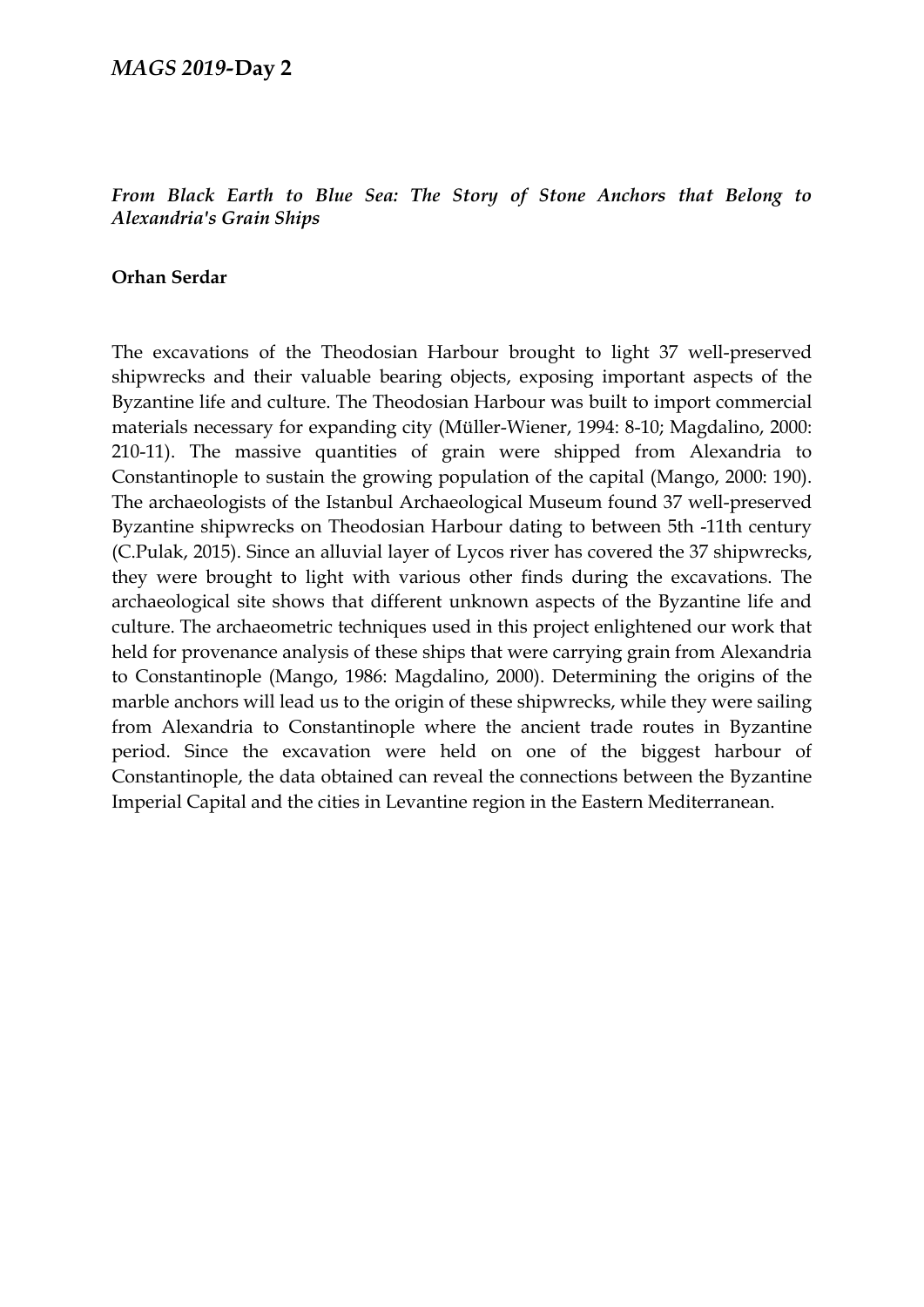*From Black Earth to Blue Sea: The Story of Stone Anchors that Belong to Alexandria's Grain Ships*

**Orhan Serdar**

The excavations of the Theodosian Harbour brought to light 37 well-preserved shipwrecks and their valuable bearing objects, exposing important aspects of the Byzantine life and culture. The Theodosian Harbour was built to import commercial materials necessary for expanding city (Müller-Wiener, 1994: 8-10; Magdalino, 2000: 210-11). The massive quantities of grain were shipped from Alexandria to Constantinople to sustain the growing population of the capital (Mango, 2000: 190). The archaeologists of the Istanbul Archaeological Museum found 37 well-preserved Byzantine shipwrecks on Theodosian Harbour dating to between 5th -11th century (C.Pulak, 2015). Since an alluvial layer of Lycos river has covered the 37 shipwrecks, they were brought to light with various other finds during the excavations. The archaeological site shows that different unknown aspects of the Byzantine life and culture. The archaeometric techniques used in this project enlightened our work that held for provenance analysis of these ships that were carrying grain from Alexandria to Constantinople (Mango, 1986: Magdalino, 2000). Determining the origins of the marble anchors will lead us to the origin of these shipwrecks, while they were sailing from Alexandria to Constantinople where the ancient trade routes in Byzantine period. Since the excavation were held on one of the biggest harbour of Constantinople, the data obtained can reveal the connections between the Byzantine Imperial Capital and the cities in Levantine region in the Eastern Mediterranean.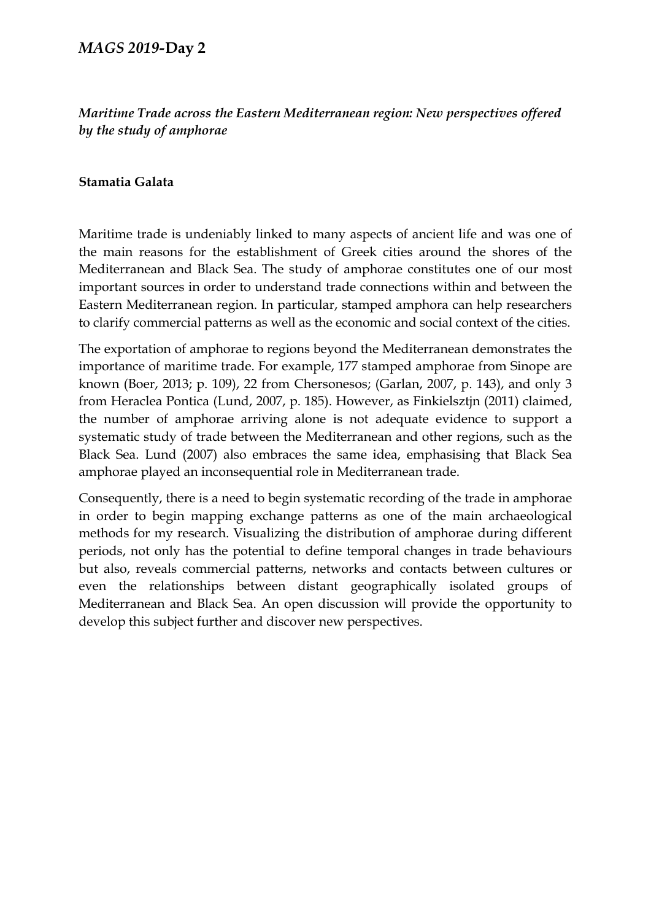# *MAGS 2019*-Day 2

### *Maritime Trade across the Eastern Mediterranean region: New perspectives offered by the study of amphorae*

**Stamatia Galata**

Maritime trade is undeniably linked to many aspects of ancient life and was one of the main reasons for the establishment of Greek cities around the shores of the Mediterranean and Black Sea. The study of amphorae constitutes one of our most important sources in order to understand trade connections within and between the Eastern Mediterranean region. In particular, stamped amphora can help researchers to clarify commercial patterns as well as the economic and social context of the cities.

The exportation of amphorae to regions beyond the Mediterranean demonstrates the importance of maritime trade. For example, 177 stamped amphorae from Sinope are known (Boer, 2013; p. 109), 22 from Chersonesos; (Garlan, 2007, p. 143), and only 3 from Heraclea Pontica (Lund, 2007, p. 185). However, as Finkielsztjn (2011) claimed, the number of amphorae arriving alone is not adequate evidence to support a systematic study of trade between the Mediterranean and other regions, such as the Black Sea. Lund (2007) also embraces the same idea, emphasising that Black Sea amphorae played an inconsequential role in Mediterranean trade.

Consequently, there is a need to begin systematic recording of the trade in amphorae in order to begin mapping exchange patterns as one of the main archaeological methods for my research. Visualizing the distribution of amphorae during different periods, not only has the potential to define temporal changes in trade behaviours but also, reveals commercial patterns, networks and contacts between cultures or even the relationships between distant geographically isolated groups of Mediterranean and Black Sea. An open discussion will provide the opportunity to develop this subject further and discover new perspectives.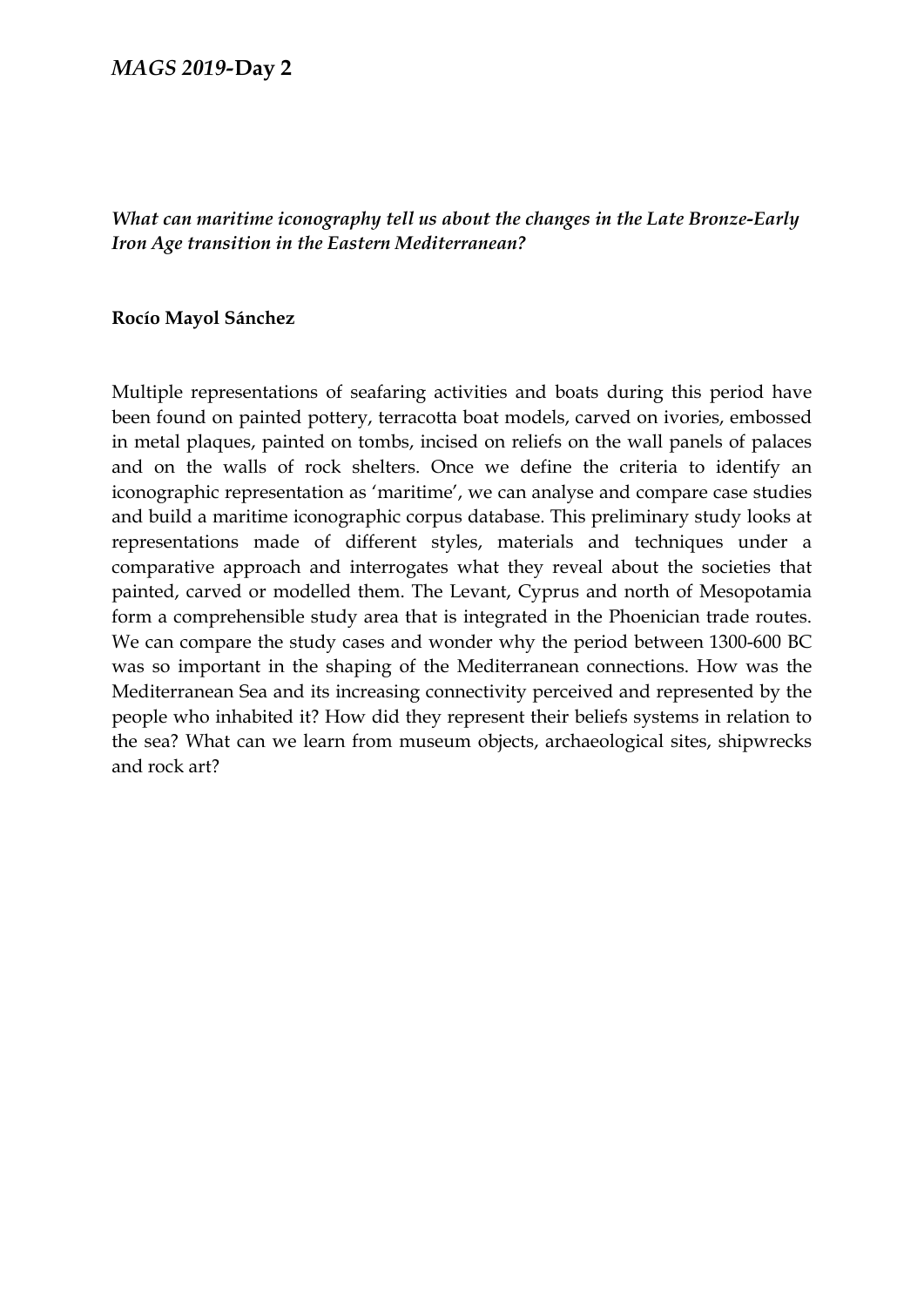*What can maritime iconography tell us about the changes in the Late Bronze-Early Iron Age transition in the Eastern Mediterranean?*

**Rocío Mayol Sánchez**

Multiple representations of seafaring activities and boats during this period have been found on painted pottery, terracotta boat models, carved on ivories, embossed in metal plaques, painted on tombs, incised on reliefs on the wall panels of palaces and on the walls of rock shelters. Once we define the criteria to identify an iconographic representation as 'maritime', we can analyse and compare case studies and build a maritime iconographic corpus database. This preliminary study looks at representations made of different styles, materials and techniques under a comparative approach and interrogates what they reveal about the societies that painted, carved or modelled them. The Levant, Cyprus and north of Mesopotamia form a comprehensible study area that is integrated in the Phoenician trade routes. We can compare the study cases and wonder why the period between 1300-600 BC was so important in the shaping of the Mediterranean connections. How was the Mediterranean Sea and its increasing connectivity perceived and represented by the people who inhabited it? How did they represent their beliefs systems in relation to the sea? What can we learn from museum objects, archaeological sites, shipwrecks and rock art?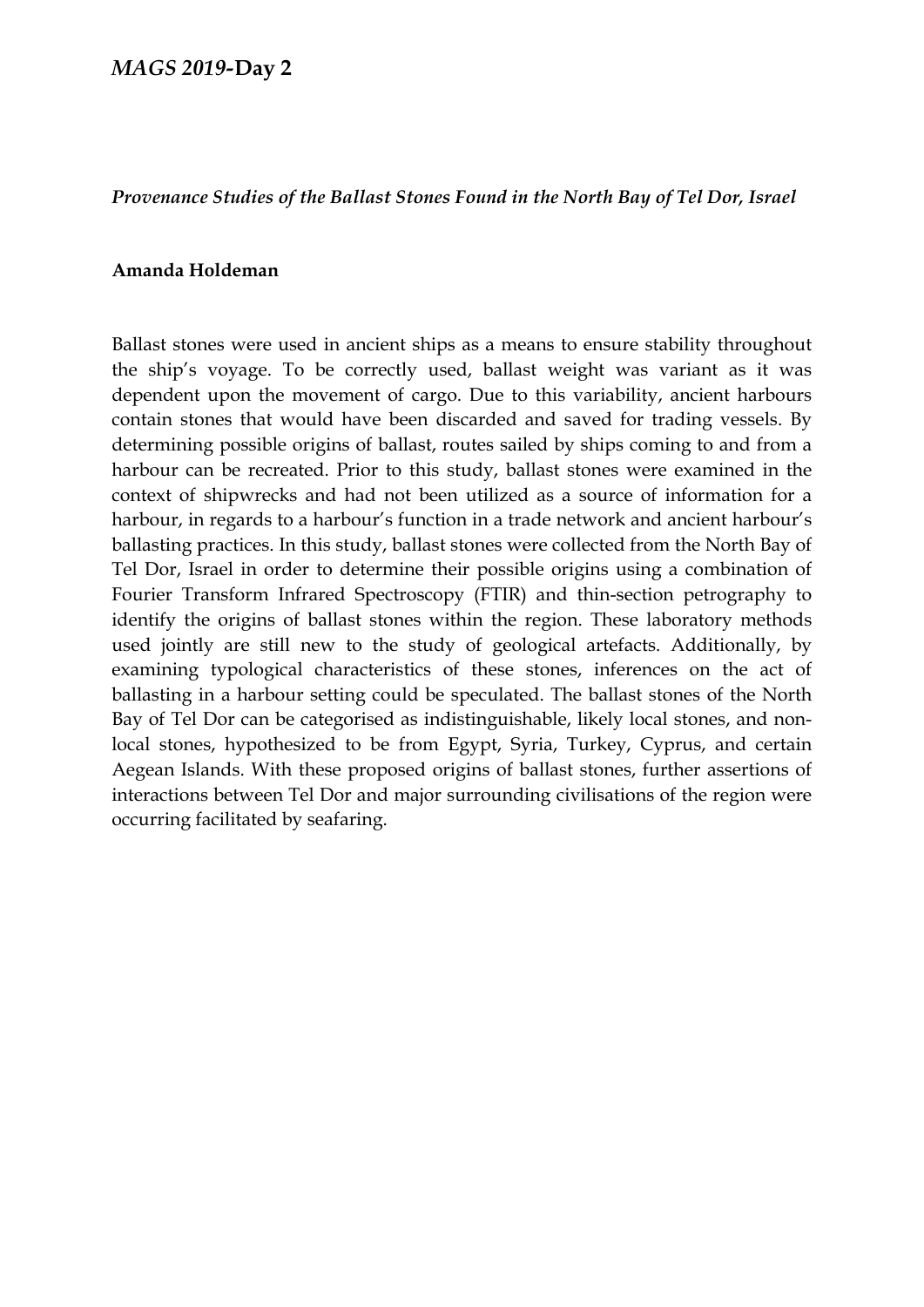*Provenance Studies of the Ballast Stones Found in the North Bay of Tel Dor, Israel*

**Amanda Holdeman**

Ballast stones were used in ancient ships as a means to ensure stability throughout the ship's voyage. To be correctly used, ballast weight was variant as it was dependent upon the movement of cargo. Due to this variability, ancient harbours contain stones that would have been discarded and saved for trading vessels. By determining possible origins of ballast, routes sailed by ships coming to and from a harbour can be recreated. Prior to this study, ballast stones were examined in the context of shipwrecks and had not been utilized as a source of information for a harbour, in regards to a harbour's function in a trade network and ancient harbour's ballasting practices. In this study, ballast stones were collected from the North Bay of Tel Dor, Israel in order to determine their possible origins using a combination of Fourier Transform Infrared Spectroscopy (FTIR) and thin-section petrography to identify the origins of ballast stones within the region. These laboratory methods used jointly are still new to the study of geological artefacts. Additionally, by examining typological characteristics of these stones, inferences on the act of ballasting in a harbour setting could be speculated. The ballast stones of the North Bay of Tel Dor can be categorised as indistinguishable, likely local stones, and non-local stones, hypothesized to be from Egypt, Syria, Turkey, Cyprus, and certain Aegean Islands. With these proposed origins of ballast stones, further assertions of interactions between Tel Dor and major surrounding civilisations of the region were occurring facilitated by seafaring.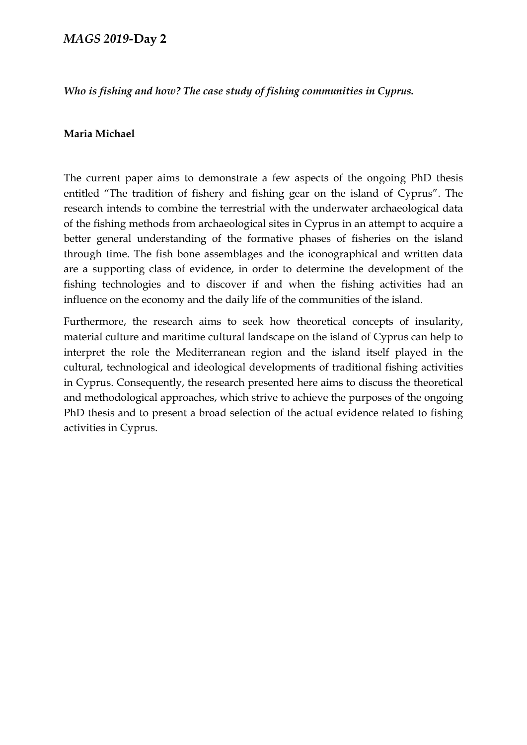# *MAGS 2019*-Day 2

***Who is fishing and how? The case study of fishing communities in Cyprus.***

**Maria Michael**

The current paper aims to demonstrate a few aspects of the ongoing PhD thesis entitled "The tradition of fishery and fishing gear on the island of Cyprus". The research intends to combine the terrestrial with the underwater archaeological data of the fishing methods from archaeological sites in Cyprus in an attempt to acquire a better general understanding of the formative phases of fisheries on the island through time. The fish bone assemblages and the iconographical and written data are a supporting class of evidence, in order to determine the development of the fishing technologies and to discover if and when the fishing activities had an influence on the economy and the daily life of the communities of the island.

Furthermore, the research aims to seek how theoretical concepts of insularity, material culture and maritime cultural landscape on the island of Cyprus can help to interpret the role the Mediterranean region and the island itself played in the cultural, technological and ideological developments of traditional fishing activities in Cyprus. Consequently, the research presented here aims to discuss the theoretical and methodological approaches, which strive to achieve the purposes of the ongoing PhD thesis and to present a broad selection of the actual evidence related to fishing activities in Cyprus.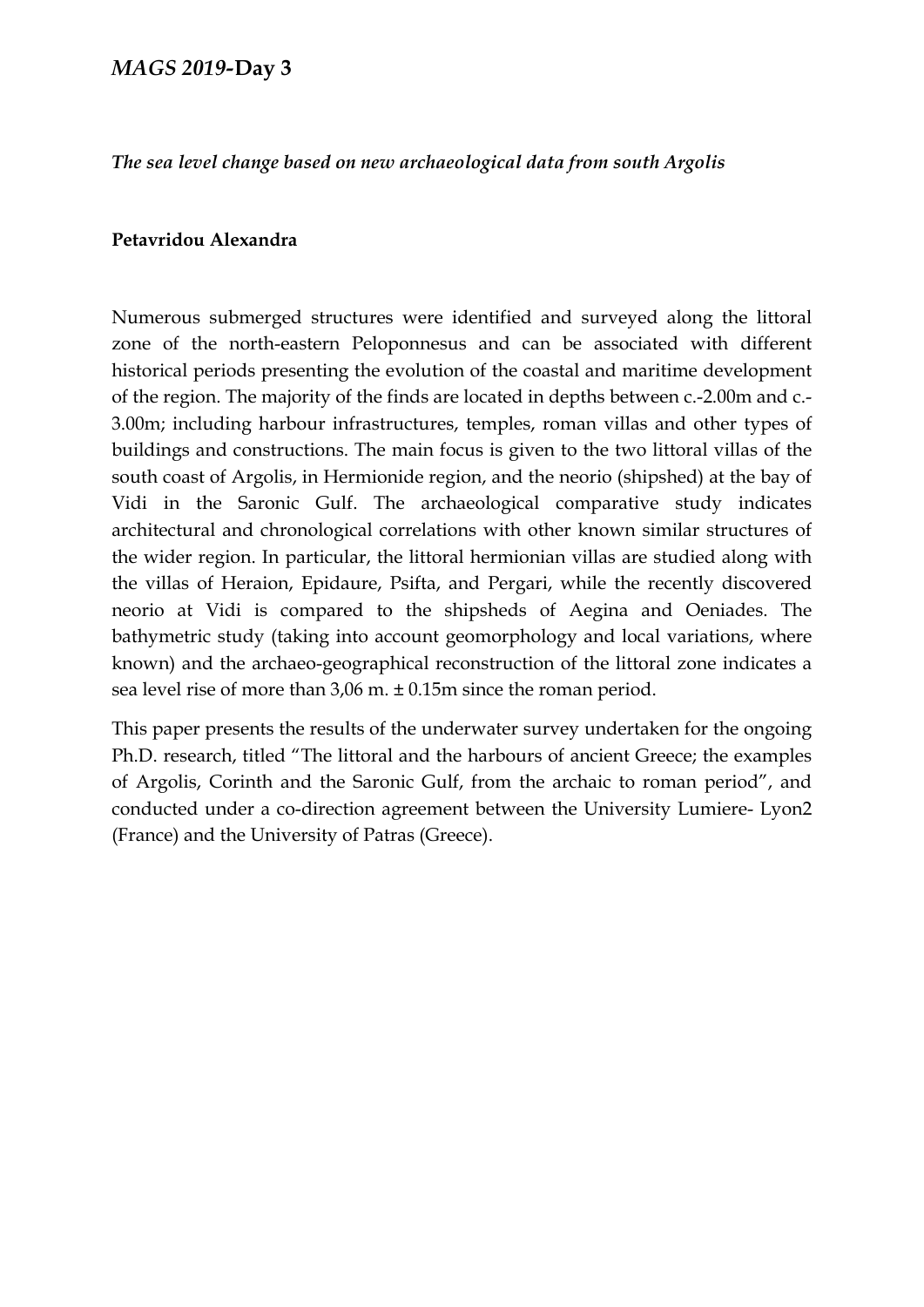*The sea level change based on new archaeological data from south Argolis*

**Petavridou Alexandra**

Numerous submerged structures were identified and surveyed along the littoral zone of the north-eastern Peloponnesus and can be associated with different historical periods presenting the evolution of the coastal and maritime development of the region. The majority of the finds are located in depths between c.-2.00m and c.-3.00m; including harbour infrastructures, temples, roman villas and other types of buildings and constructions. The main focus is given to the two littoral villas of the south coast of Argolis, in Hermionide region, and the neorio (shipshed) at the bay of Vidi in the Saronic Gulf. The archaeological comparative study indicates architectural and chronological correlations with other known similar structures of the wider region. In particular, the littoral hermionian villas are studied along with the villas of Heraion, Epidaure, Psifta, and Pergari, while the recently discovered neorio at Vidi is compared to the shipsheds of Aegina and Oeniades. The bathymetric study (taking into account geomorphology and local variations, where known) and the archaeo-geographical reconstruction of the littoral zone indicates a sea level rise of more than 3,06 m. ± 0.15m since the roman period.

This paper presents the results of the underwater survey undertaken for the ongoing Ph.D. research, titled "The littoral and the harbours of ancient Greece; the examples of Argolis, Corinth and the Saronic Gulf, from the archaic to roman period", and conducted under a co-direction agreement between the University Lumiere- Lyon2 (France) and the University of Patras (Greece).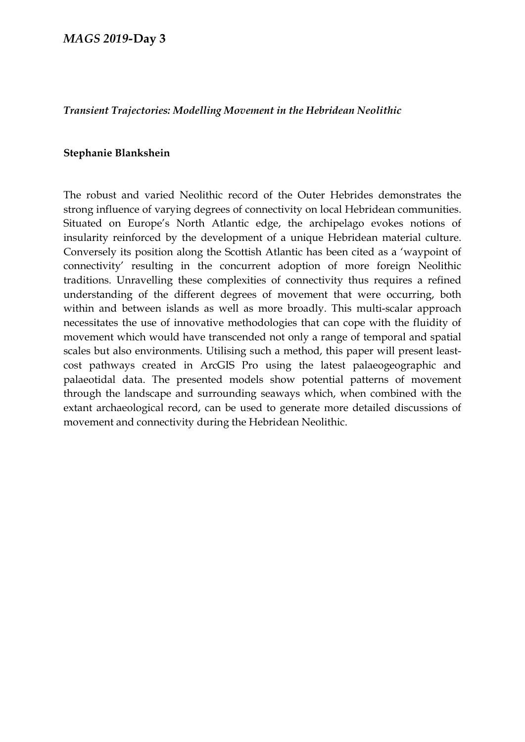*Transient Trajectories: Modelling Movement in the Hebridean Neolithic*

**Stephanie Blankshein**

The robust and varied Neolithic record of the Outer Hebrides demonstrates the strong influence of varying degrees of connectivity on local Hebridean communities. Situated on Europe's North Atlantic edge, the archipelago evokes notions of insularity reinforced by the development of a unique Hebridean material culture. Conversely its position along the Scottish Atlantic has been cited as a 'waypoint of connectivity' resulting in the concurrent adoption of more foreign Neolithic traditions. Unravelling these complexities of connectivity thus requires a refined understanding of the different degrees of movement that were occurring, both within and between islands as well as more broadly. This multi-scalar approach necessitates the use of innovative methodologies that can cope with the fluidity of movement which would have transcended not only a range of temporal and spatial scales but also environments. Utilising such a method, this paper will present least-cost pathways created in ArcGIS Pro using the latest palaeogeographic and palaeotidal data. The presented models show potential patterns of movement through the landscape and surrounding seaways which, when combined with the extant archaeological record, can be used to generate more detailed discussions of movement and connectivity during the Hebridean Neolithic.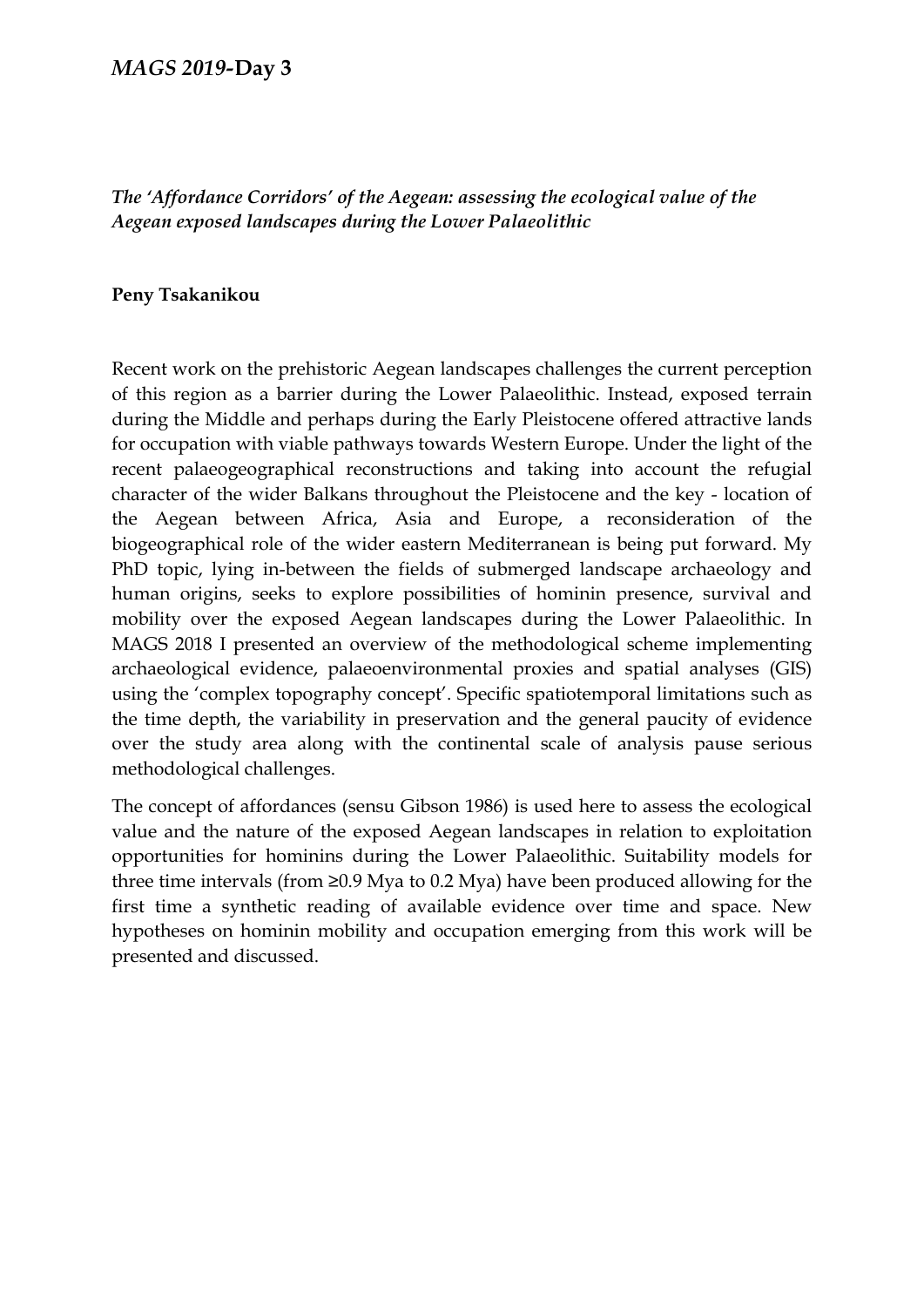*The 'Affordance Corridors' of the Aegean: assessing the ecological value of the Aegean exposed landscapes during the Lower Palaeolithic*

**Peny Tsakanikou**

Recent work on the prehistoric Aegean landscapes challenges the current perception of this region as a barrier during the Lower Palaeolithic. Instead, exposed terrain during the Middle and perhaps during the Early Pleistocene offered attractive lands for occupation with viable pathways towards Western Europe. Under the light of the recent palaeogeographical reconstructions and taking into account the refugial character of the wider Balkans throughout the Pleistocene and the key - location of the Aegean between Africa, Asia and Europe, a reconsideration of the biogeographical role of the wider eastern Mediterranean is being put forward. My PhD topic, lying in-between the fields of submerged landscape archaeology and human origins, seeks to explore possibilities of hominin presence, survival and mobility over the exposed Aegean landscapes during the Lower Palaeolithic. In MAGS 2018 I presented an overview of the methodological scheme implementing archaeological evidence, palaeoenvironmental proxies and spatial analyses (GIS) using the 'complex topography concept'. Specific spatiotemporal limitations such as the time depth, the variability in preservation and the general paucity of evidence over the study area along with the continental scale of analysis pause serious methodological challenges.

The concept of affordances (sensu Gibson 1986) is used here to assess the ecological value and the nature of the exposed Aegean landscapes in relation to exploitation opportunities for hominins during the Lower Palaeolithic. Suitability models for three time intervals (from ≥0.9 Mya to 0.2 Mya) have been produced allowing for the first time a synthetic reading of available evidence over time and space. New hypotheses on hominin mobility and occupation emerging from this work will be presented and discussed.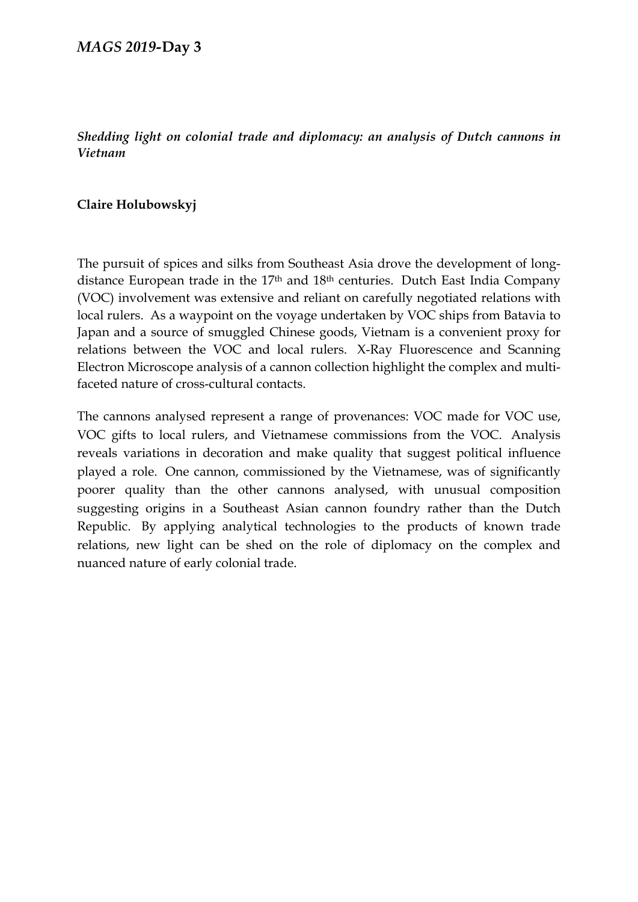*Shedding light on colonial trade and diplomacy: an analysis of Dutch cannons in Vietnam*

**Claire Holubowskyj**

The pursuit of spices and silks from Southeast Asia drove the development of long-distance European trade in the 17th and 18th centuries. Dutch East India Company (VOC) involvement was extensive and reliant on carefully negotiated relations with local rulers. As a waypoint on the voyage undertaken by VOC ships from Batavia to Japan and a source of smuggled Chinese goods, Vietnam is a convenient proxy for relations between the VOC and local rulers. X-Ray Fluorescence and Scanning Electron Microscope analysis of a cannon collection highlight the complex and multi-faceted nature of cross-cultural contacts.

The cannons analysed represent a range of provenances: VOC made for VOC use, VOC gifts to local rulers, and Vietnamese commissions from the VOC. Analysis reveals variations in decoration and make quality that suggest political influence played a role. One cannon, commissioned by the Vietnamese, was of significantly poorer quality than the other cannons analysed, with unusual composition suggesting origins in a Southeast Asian cannon foundry rather than the Dutch Republic. By applying analytical technologies to the products of known trade relations, new light can be shed on the role of diplomacy on the complex and nuanced nature of early colonial trade.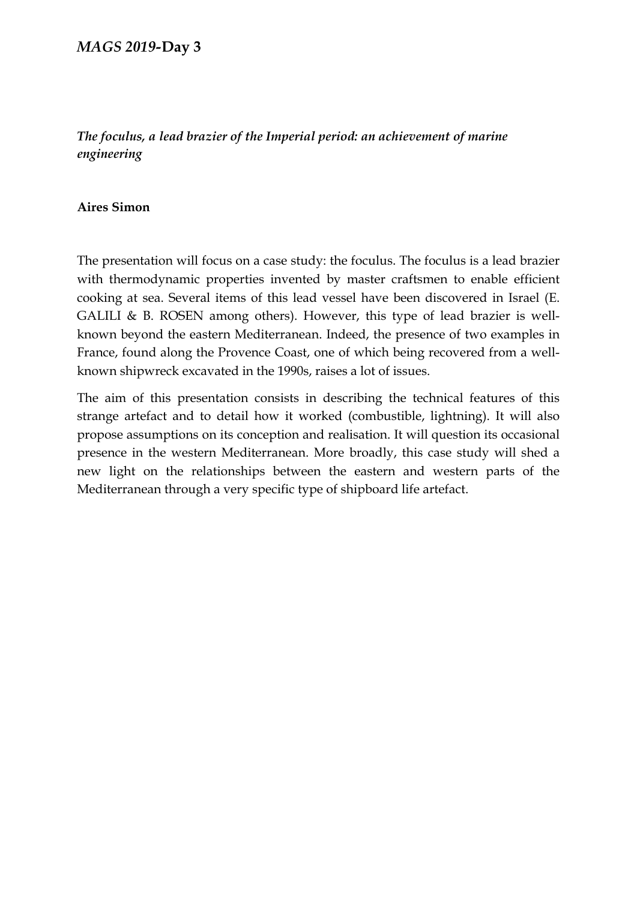*The foculus, a lead brazier of the Imperial period: an achievement of marine engineering*

**Aires Simon**

The presentation will focus on a case study: the foculus. The foculus is a lead brazier with thermodynamic properties invented by master craftsmen to enable efficient cooking at sea. Several items of this lead vessel have been discovered in Israel (E. GALILI & B. ROSEN among others). However, this type of lead brazier is well-known beyond the eastern Mediterranean. Indeed, the presence of two examples in France, found along the Provence Coast, one of which being recovered from a well-known shipwreck excavated in the 1990s, raises a lot of issues.

The aim of this presentation consists in describing the technical features of this strange artefact and to detail how it worked (combustible, lightning). It will also propose assumptions on its conception and realisation. It will question its occasional presence in the western Mediterranean. More broadly, this case study will shed a new light on the relationships between the eastern and western parts of the Mediterranean through a very specific type of shipboard life artefact.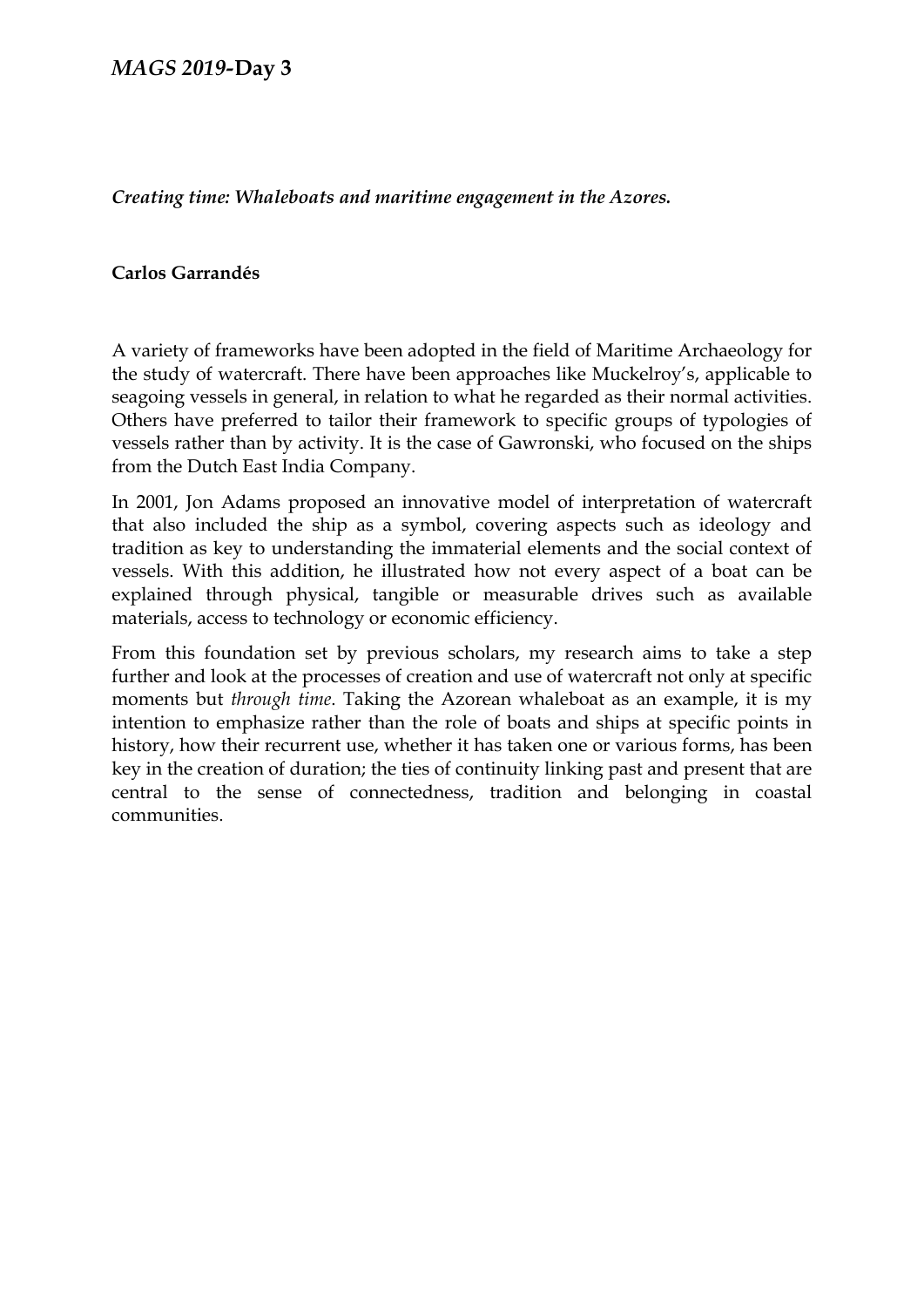*Creating time: Whaleboats and maritime engagement in the Azores.*

**Carlos Garrandés**

A variety of frameworks have been adopted in the field of Maritime Archaeology for the study of watercraft. There have been approaches like Muckelroy's, applicable to seagoing vessels in general, in relation to what he regarded as their normal activities. Others have preferred to tailor their framework to specific groups of typologies of vessels rather than by activity. It is the case of Gawronski, who focused on the ships from the Dutch East India Company.

In 2001, Jon Adams proposed an innovative model of interpretation of watercraft that also included the ship as a symbol, covering aspects such as ideology and tradition as key to understanding the immaterial elements and the social context of vessels. With this addition, he illustrated how not every aspect of a boat can be explained through physical, tangible or measurable drives such as available materials, access to technology or economic efficiency.

From this foundation set by previous scholars, my research aims to take a step further and look at the processes of creation and use of watercraft not only at specific moments but *through time*. Taking the Azorean whaleboat as an example, it is my intention to emphasize rather than the role of boats and ships at specific points in history, how their recurrent use, whether it has taken one or various forms, has been key in the creation of duration; the ties of continuity linking past and present that are central to the sense of connectedness, tradition and belonging in coastal communities.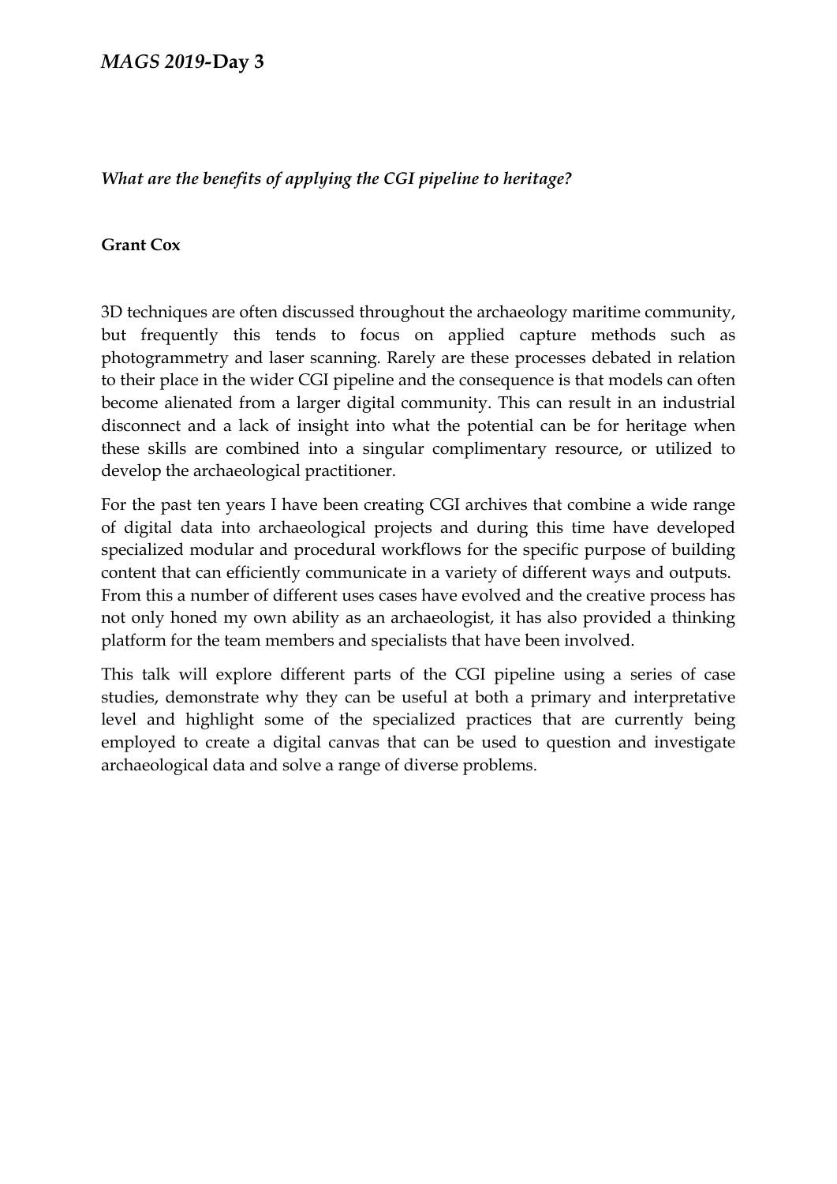*What are the benefits of applying the CGI pipeline to heritage?*

**Grant Cox**

3D techniques are often discussed throughout the archaeology maritime community, but frequently this tends to focus on applied capture methods such as photogrammetry and laser scanning. Rarely are these processes debated in relation to their place in the wider CGI pipeline and the consequence is that models can often become alienated from a larger digital community. This can result in an industrial disconnect and a lack of insight into what the potential can be for heritage when these skills are combined into a singular complimentary resource, or utilized to develop the archaeological practitioner.

For the past ten years I have been creating CGI archives that combine a wide range of digital data into archaeological projects and during this time have developed specialized modular and procedural workflows for the specific purpose of building content that can efficiently communicate in a variety of different ways and outputs. From this a number of different uses cases have evolved and the creative process has not only honed my own ability as an archaeologist, it has also provided a thinking platform for the team members and specialists that have been involved.

This talk will explore different parts of the CGI pipeline using a series of case studies, demonstrate why they can be useful at both a primary and interpretative level and highlight some of the specialized practices that are currently being employed to create a digital canvas that can be used to question and investigate archaeological data and solve a range of diverse problems.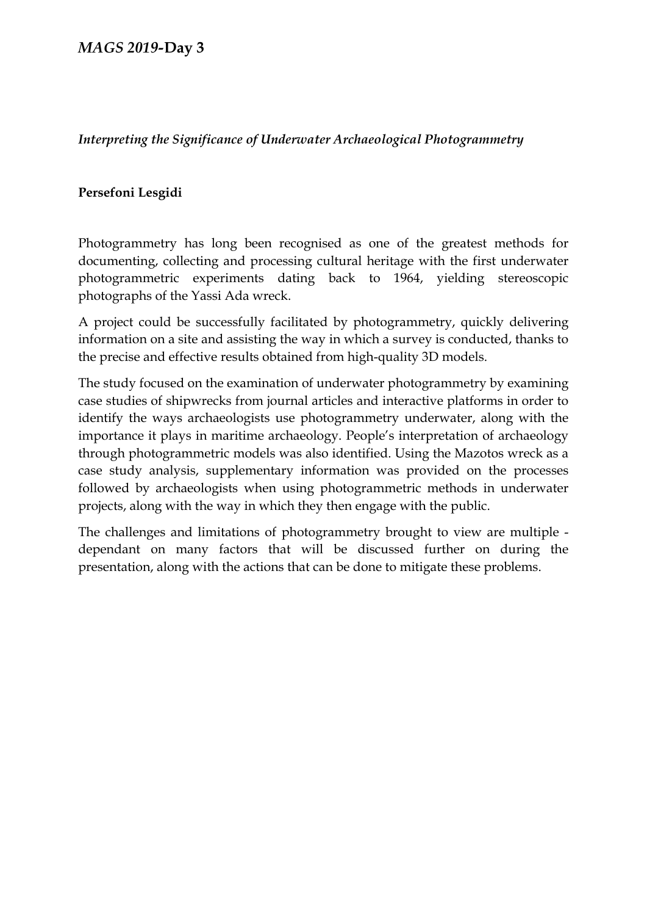*Interpreting the Significance of Underwater Archaeological Photogrammetry*

**Persefoni Lesgidi**

Photogrammetry has long been recognised as one of the greatest methods for documenting, collecting and processing cultural heritage with the first underwater photogrammetric experiments dating back to 1964, yielding stereoscopic photographs of the Yassi Ada wreck.

A project could be successfully facilitated by photogrammetry, quickly delivering information on a site and assisting the way in which a survey is conducted, thanks to the precise and effective results obtained from high-quality 3D models.

The study focused on the examination of underwater photogrammetry by examining case studies of shipwrecks from journal articles and interactive platforms in order to identify the ways archaeologists use photogrammetry underwater, along with the importance it plays in maritime archaeology. People's interpretation of archaeology through photogrammetric models was also identified. Using the Mazotos wreck as a case study analysis, supplementary information was provided on the processes followed by archaeologists when using photogrammetric methods in underwater projects, along with the way in which they then engage with the public.

The challenges and limitations of photogrammetry brought to view are multiple - dependant on many factors that will be discussed further on during the presentation, along with the actions that can be done to mitigate these problems.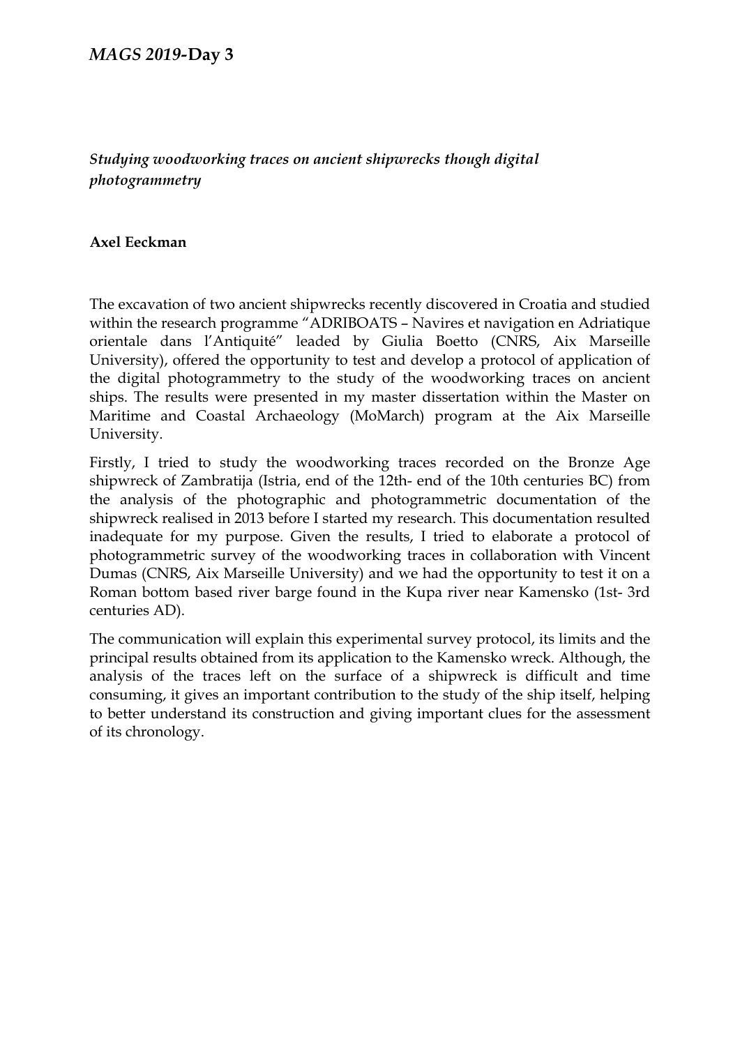*Studying woodworking traces on ancient shipwrecks though digital photogrammetry*

**Axel Eeckman**

The excavation of two ancient shipwrecks recently discovered in Croatia and studied within the research programme "ADRIBOATS – Navires et navigation en Adriatique orientale dans l'Antiquité" leaded by Giulia Boetto (CNRS, Aix Marseille University), offered the opportunity to test and develop a protocol of application of the digital photogrammetry to the study of the woodworking traces on ancient ships. The results were presented in my master dissertation within the Master on Maritime and Coastal Archaeology (MoMarch) program at the Aix Marseille University.

Firstly, I tried to study the woodworking traces recorded on the Bronze Age shipwreck of Zambratija (Istria, end of the 12th- end of the 10th centuries BC) from the analysis of the photographic and photogrammetric documentation of the shipwreck realised in 2013 before I started my research. This documentation resulted inadequate for my purpose. Given the results, I tried to elaborate a protocol of photogrammetric survey of the woodworking traces in collaboration with Vincent Dumas (CNRS, Aix Marseille University) and we had the opportunity to test it on a Roman bottom based river barge found in the Kupa river near Kamensko (1st- 3rd centuries AD).

The communication will explain this experimental survey protocol, its limits and the principal results obtained from its application to the Kamensko wreck. Although, the analysis of the traces left on the surface of a shipwreck is difficult and time consuming, it gives an important contribution to the study of the ship itself, helping to better understand its construction and giving important clues for the assessment of its chronology.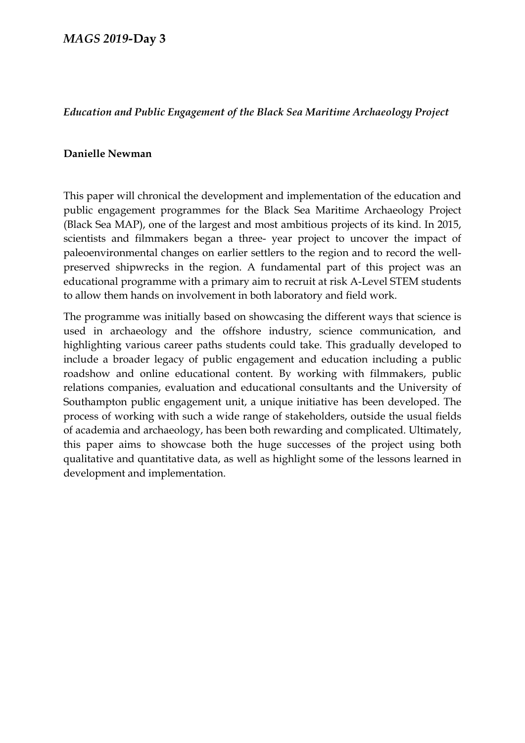*Education and Public Engagement of the Black Sea Maritime Archaeology Project*

**Danielle Newman**

This paper will chronical the development and implementation of the education and public engagement programmes for the Black Sea Maritime Archaeology Project (Black Sea MAP), one of the largest and most ambitious projects of its kind. In 2015, scientists and filmmakers began a three- year project to uncover the impact of paleoenvironmental changes on earlier settlers to the region and to record the well-preserved shipwrecks in the region. A fundamental part of this project was an educational programme with a primary aim to recruit at risk A-Level STEM students to allow them hands on involvement in both laboratory and field work.

The programme was initially based on showcasing the different ways that science is used in archaeology and the offshore industry, science communication, and highlighting various career paths students could take. This gradually developed to include a broader legacy of public engagement and education including a public roadshow and online educational content. By working with filmmakers, public relations companies, evaluation and educational consultants and the University of Southampton public engagement unit, a unique initiative has been developed. The process of working with such a wide range of stakeholders, outside the usual fields of academia and archaeology, has been both rewarding and complicated. Ultimately, this paper aims to showcase both the huge successes of the project using both qualitative and quantitative data, as well as highlight some of the lessons learned in development and implementation.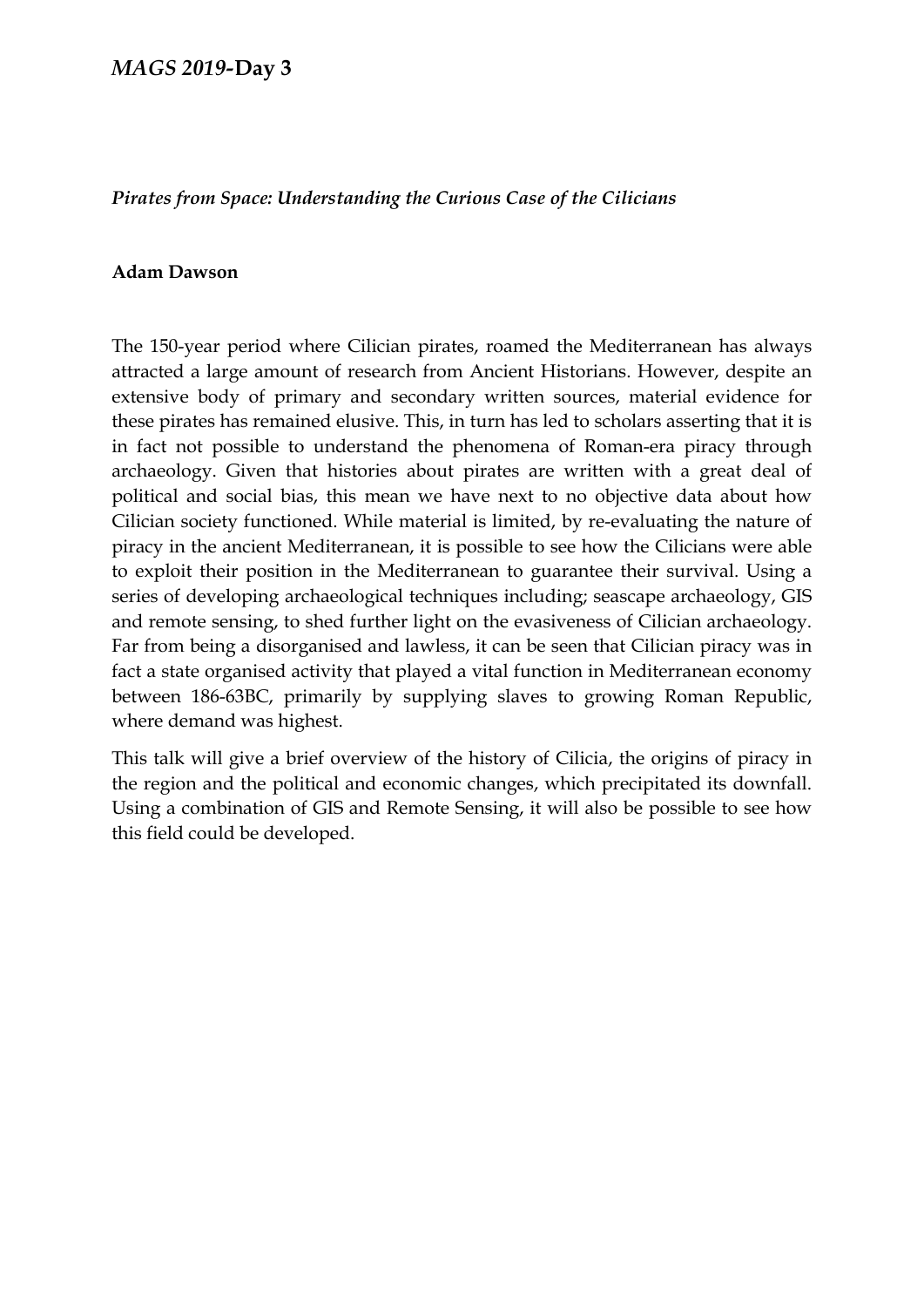*Pirates from Space: Understanding the Curious Case of the Cilicians*

**Adam Dawson**

The 150-year period where Cilician pirates, roamed the Mediterranean has always attracted a large amount of research from Ancient Historians. However, despite an extensive body of primary and secondary written sources, material evidence for these pirates has remained elusive. This, in turn has led to scholars asserting that it is in fact not possible to understand the phenomena of Roman-era piracy through archaeology. Given that histories about pirates are written with a great deal of political and social bias, this mean we have next to no objective data about how Cilician society functioned. While material is limited, by re-evaluating the nature of piracy in the ancient Mediterranean, it is possible to see how the Cilicians were able to exploit their position in the Mediterranean to guarantee their survival. Using a series of developing archaeological techniques including; seascape archaeology, GIS and remote sensing, to shed further light on the evasiveness of Cilician archaeology. Far from being a disorganised and lawless, it can be seen that Cilician piracy was in fact a state organised activity that played a vital function in Mediterranean economy between 186-63BC, primarily by supplying slaves to growing Roman Republic, where demand was highest.

This talk will give a brief overview of the history of Cilicia, the origins of piracy in the region and the political and economic changes, which precipitated its downfall. Using a combination of GIS and Remote Sensing, it will also be possible to see how this field could be developed.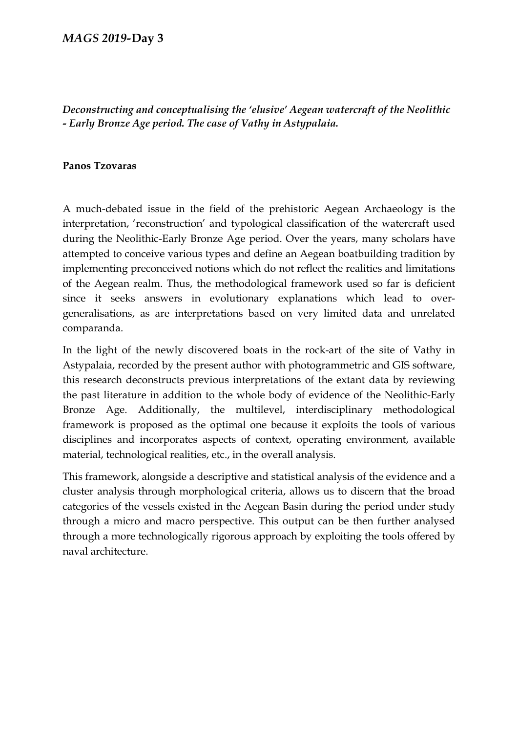*Deconstructing and conceptualising the 'elusive' Aegean watercraft of the Neolithic - Early Bronze Age period. The case of Vathy in Astypalaia.*

**Panos Tzovaras**

A much-debated issue in the field of the prehistoric Aegean Archaeology is the interpretation, 'reconstruction' and typological classification of the watercraft used during the Neolithic-Early Bronze Age period. Over the years, many scholars have attempted to conceive various types and define an Aegean boatbuilding tradition by implementing preconceived notions which do not reflect the realities and limitations of the Aegean realm. Thus, the methodological framework used so far is deficient since it seeks answers in evolutionary explanations which lead to over-generalisations, as are interpretations based on very limited data and unrelated comparanda.

In the light of the newly discovered boats in the rock-art of the site of Vathy in Astypalaia, recorded by the present author with photogrammetric and GIS software, this research deconstructs previous interpretations of the extant data by reviewing the past literature in addition to the whole body of evidence of the Neolithic-Early Bronze Age. Additionally, the multilevel, interdisciplinary methodological framework is proposed as the optimal one because it exploits the tools of various disciplines and incorporates aspects of context, operating environment, available material, technological realities, etc., in the overall analysis.

This framework, alongside a descriptive and statistical analysis of the evidence and a cluster analysis through morphological criteria, allows us to discern that the broad categories of the vessels existed in the Aegean Basin during the period under study through a micro and macro perspective. This output can be then further analysed through a more technologically rigorous approach by exploiting the tools offered by naval architecture.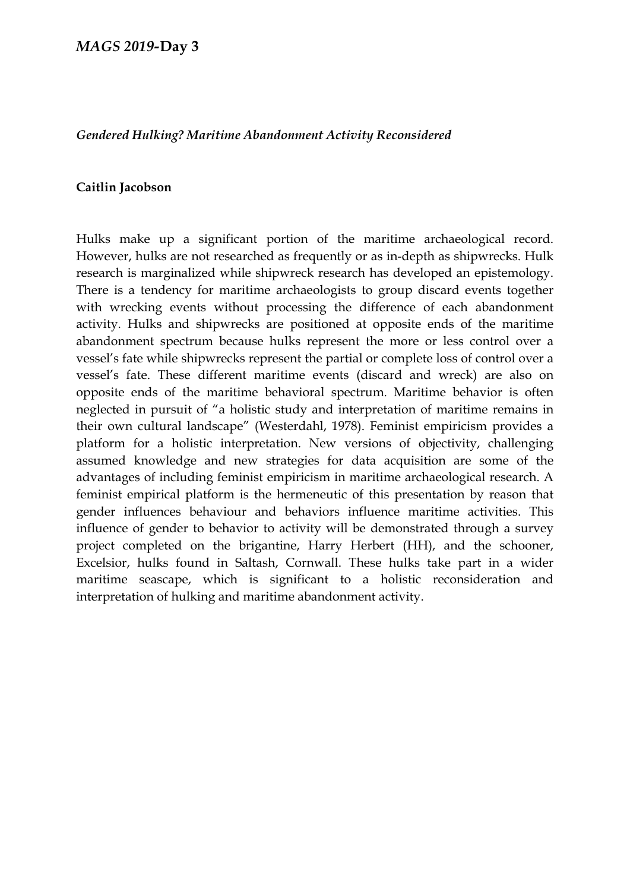*Gendered Hulking? Maritime Abandonment Activity Reconsidered*

**Caitlin Jacobson**

Hulks make up a significant portion of the maritime archaeological record. However, hulks are not researched as frequently or as in-depth as shipwrecks. Hulk research is marginalized while shipwreck research has developed an epistemology. There is a tendency for maritime archaeologists to group discard events together with wrecking events without processing the difference of each abandonment activity. Hulks and shipwrecks are positioned at opposite ends of the maritime abandonment spectrum because hulks represent the more or less control over a vessel's fate while shipwrecks represent the partial or complete loss of control over a vessel's fate. These different maritime events (discard and wreck) are also on opposite ends of the maritime behavioral spectrum. Maritime behavior is often neglected in pursuit of "a holistic study and interpretation of maritime remains in their own cultural landscape" (Westerdahl, 1978). Feminist empiricism provides a platform for a holistic interpretation. New versions of objectivity, challenging assumed knowledge and new strategies for data acquisition are some of the advantages of including feminist empiricism in maritime archaeological research. A feminist empirical platform is the hermeneutic of this presentation by reason that gender influences behaviour and behaviors influence maritime activities. This influence of gender to behavior to activity will be demonstrated through a survey project completed on the brigantine, Harry Herbert (HH), and the schooner, Excelsior, hulks found in Saltash, Cornwall. These hulks take part in a wider maritime seascape, which is significant to a holistic reconsideration and interpretation of hulking and maritime abandonment activity.